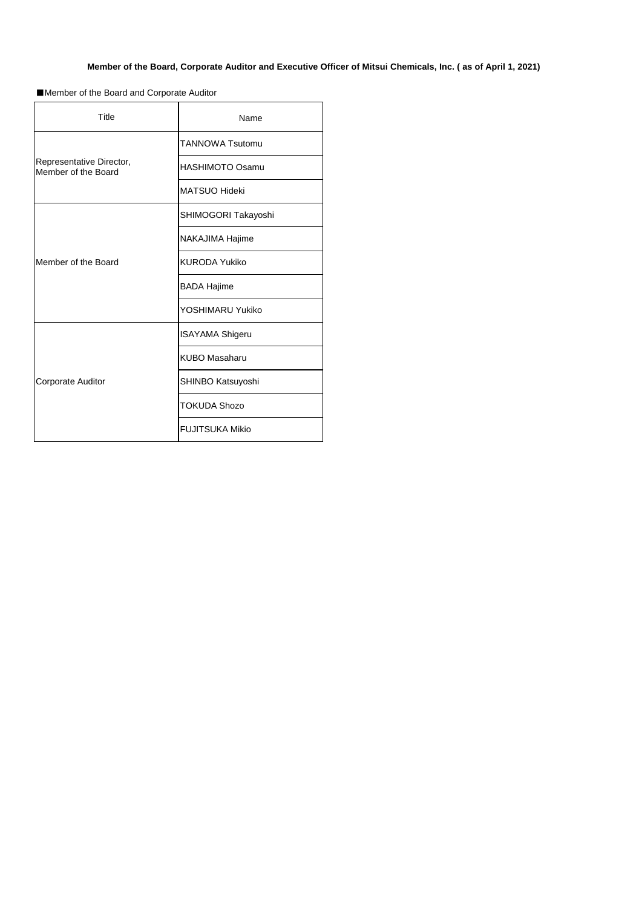**Member of the Board, Corporate Auditor and Executive Officer of Mitsui Chemicals, Inc. ( as of April 1, 2021)**

■Member of the Board and Corporate Auditor

| Title | Name |
| --- | --- |
| Representative Director, Member of the Board | TANNOWA Tsutomu |
| | HASHIMOTO Osamu |
| | MATSUO Hideki |
| Member of the Board | SHIMOGORI Takayoshi |
| | NAKAJIMA Hajime |
| | KURODA Yukiko |
| | BADA Hajime |
| | YOSHIMARU Yukiko |
| Corporate Auditor | ISAYAMA Shigeru |
| | KUBO Masaharu |
| | SHINBO Katsuyoshi |
| | TOKUDA Shozo |
| | FUJITSUKA Mikio |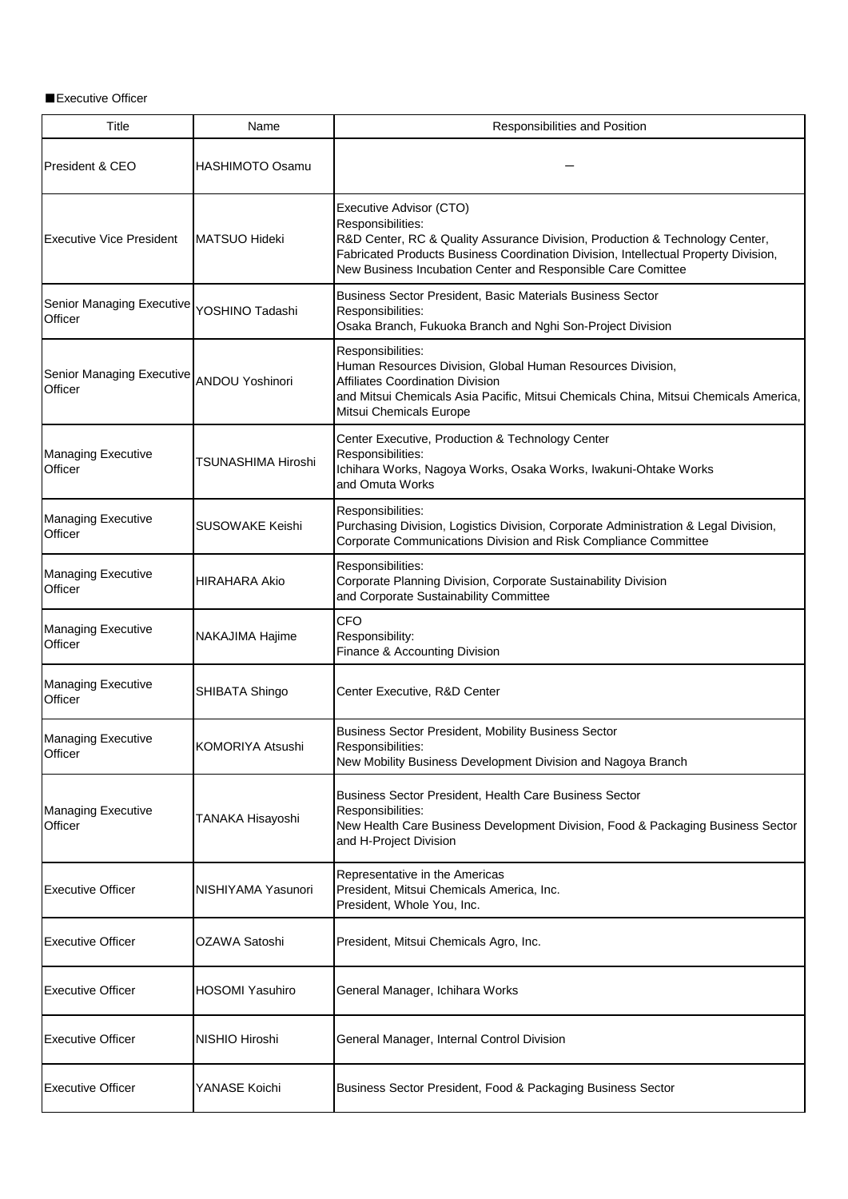■Executive Officer

| Title | Name | Responsibilities and Position |
|---|---|---|
| President & CEO | HASHIMOTO Osamu | ― |
| Executive Vice President | MATSUO Hideki | Executive Advisor (CTO)<br>Responsibilities:<br>R&D Center, RC & Quality Assurance Division, Production & Technology Center, Fabricated Products Business Coordination Division, Intellectual Property Division, New Business Incubation Center and Responsible Care Comittee |
| Senior Managing Executive Officer | YOSHINO Tadashi | Business Sector President, Basic Materials Business Sector<br>Responsibilities:<br>Osaka Branch, Fukuoka Branch and Nghi Son-Project Division |
| Senior Managing Executive Officer | ANDOU Yoshinori | Responsibilities:<br>Human Resources Division, Global Human Resources Division,<br>Affiliates Coordination Division<br>and Mitsui Chemicals Asia Pacific, Mitsui Chemicals China, Mitsui Chemicals America, Mitsui Chemicals Europe |
| Managing Executive Officer | TSUNASHIMA Hiroshi | Center Executive, Production & Technology Center<br>Responsibilities:<br>Ichihara Works, Nagoya Works, Osaka Works, Iwakuni-Ohtake Works<br>and Omuta Works |
| Managing Executive Officer | SUSOWAKE Keishi | Responsibilities:<br>Purchasing Division, Logistics Division, Corporate Administration & Legal Division, Corporate Communications Division and Risk Compliance Committee |
| Managing Executive Officer | HIRAHARA Akio | Responsibilities:<br>Corporate Planning Division, Corporate Sustainability Division<br>and Corporate Sustainability Committee |
| Managing Executive Officer | NAKAJIMA Hajime | CFO<br>Responsibility:<br>Finance & Accounting Division |
| Managing Executive Officer | SHIBATA Shingo | Center Executive, R&D Center |
| Managing Executive Officer | KOMORIYA Atsushi | Business Sector President, Mobility Business Sector<br>Responsibilities:<br>New Mobility Business Development Division and Nagoya Branch |
| Managing Executive Officer | TANAKA Hisayoshi | Business Sector President, Health Care Business Sector<br>Responsibilities:<br>New Health Care Business Development Division, Food & Packaging Business Sector and H-Project Division |
| Executive Officer | NISHIYAMA Yasunori | Representative in the Americas<br>President, Mitsui Chemicals America, Inc.<br>President, Whole You, Inc. |
| Executive Officer | OZAWA Satoshi | President, Mitsui Chemicals Agro, Inc. |
| Executive Officer | HOSOMI Yasuhiro | General Manager, Ichihara Works |
| Executive Officer | NISHIO Hiroshi | General Manager, Internal Control Division |
| Executive Officer | YANASE Koichi | Business Sector President, Food & Packaging Business Sector |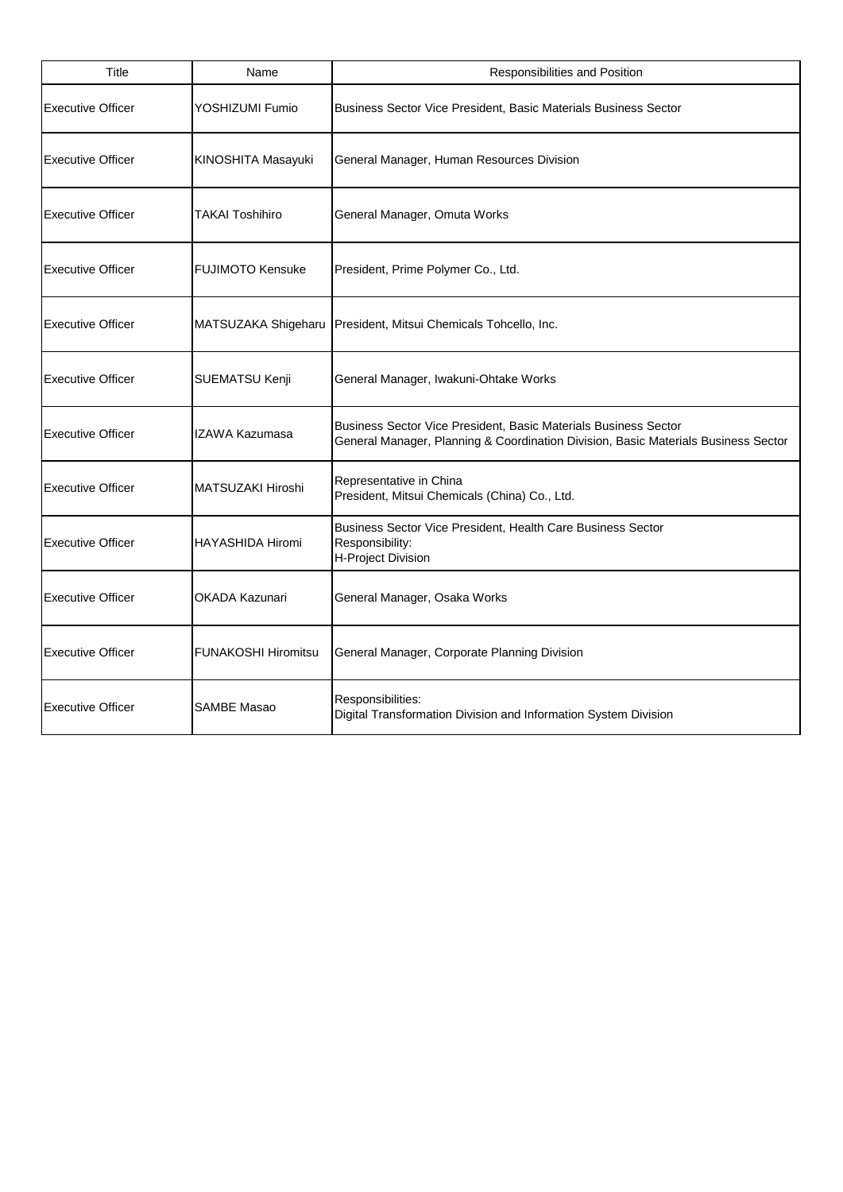| Title | Name | Responsibilities and Position |
| --- | --- | --- |
| Executive Officer | YOSHIZUMI Fumio | Business Sector Vice President, Basic Materials Business Sector |
| Executive Officer | KINOSHITA Masayuki | General Manager, Human Resources Division |
| Executive Officer | TAKAI Toshihiro | General Manager, Omuta Works |
| Executive Officer | FUJIMOTO Kensuke | President, Prime Polymer Co., Ltd. |
| Executive Officer | MATSUZAKA Shigeharu | President, Mitsui Chemicals Tohcello, Inc. |
| Executive Officer | SUEMATSU Kenji | General Manager, Iwakuni-Ohtake Works |
| Executive Officer | IZAWA Kazumasa | Business Sector Vice President, Basic Materials Business Sector<br>General Manager, Planning & Coordination Division, Basic Materials Business Sector |
| Executive Officer | MATSUZAKI Hiroshi | Representative in China<br>President, Mitsui Chemicals (China) Co., Ltd. |
| Executive Officer | HAYASHIDA Hiromi | Business Sector Vice President, Health Care Business Sector<br>Responsibility:<br>H-Project Division |
| Executive Officer | OKADA Kazunari | General Manager, Osaka Works |
| Executive Officer | FUNAKOSHI Hiromitsu | General Manager, Corporate Planning Division |
| Executive Officer | SAMBE Masao | Responsibilities:<br>Digital Transformation Division and Information System Division |